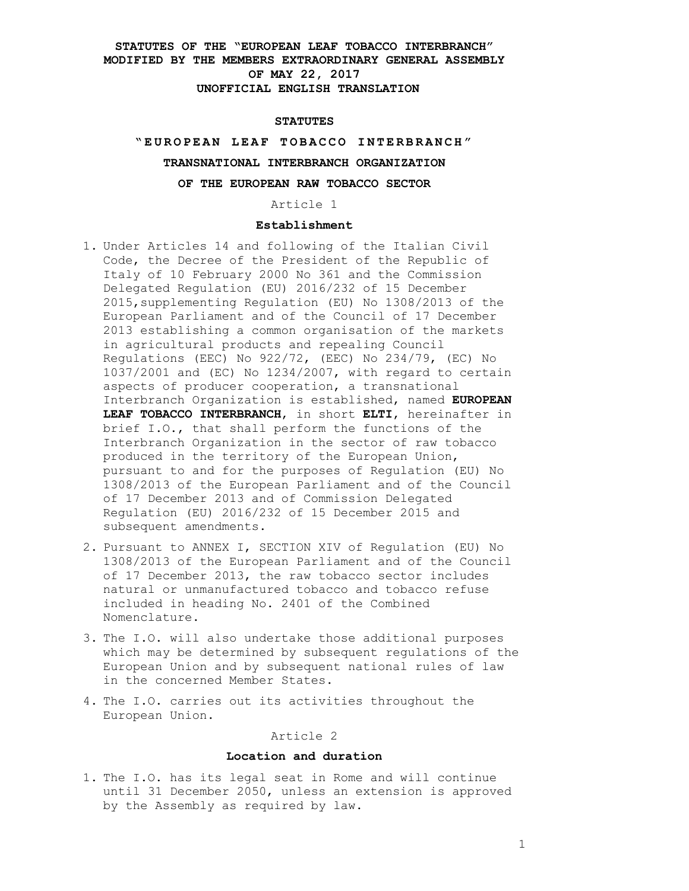**STATUTES OF THE "EUROPEAN LEAF TOBACCO INTERBRANCH" MODIFIED BY THE MEMBERS EXTRAORDINARY GENERAL ASSEMBLY OF MAY 22, 2017 UNOFFICIAL ENGLISH TRANSLATION**

# STATUTES

## "EUROPEAN LEAF TOBACCO INTERBRANCH"

## TRANSNATIONAL INTERBRANCH ORGANIZATION OF THE EUROPEAN RAW TOBACCO SECTOR

Article 1

### Establishment

1. Under Articles 14 and following of the Italian Civil Code, the Decree of the President of the Republic of Italy of 10 February 2000 No 361 and the Commission Delegated Regulation (EU) 2016/232 of 15 December 2015,supplementing Regulation (EU) No 1308/2013 of the European Parliament and of the Council of 17 December 2013 establishing a common organisation of the markets in agricultural products and repealing Council Regulations (EEC) No 922/72, (EEC) No 234/79, (EC) No 1037/2001 and (EC) No 1234/2007, with regard to certain aspects of producer cooperation, a transnational Interbranch Organization is established, named **EUROPEAN LEAF TOBACCO INTERBRANCH**, in short **ELTI**, hereinafter in brief I.O., that shall perform the functions of the Interbranch Organization in the sector of raw tobacco produced in the territory of the European Union, pursuant to and for the purposes of Regulation (EU) No 1308/2013 of the European Parliament and of the Council of 17 December 2013 and of Commission Delegated Regulation (EU) 2016/232 of 15 December 2015 and subsequent amendments.
2. Pursuant to ANNEX I, SECTION XIV of Regulation (EU) No 1308/2013 of the European Parliament and of the Council of 17 December 2013, the raw tobacco sector includes natural or unmanufactured tobacco and tobacco refuse included in heading No. 2401 of the Combined Nomenclature.
3. The I.O. will also undertake those additional purposes which may be determined by subsequent regulations of the European Union and by subsequent national rules of law in the concerned Member States.
4. The I.O. carries out its activities throughout the European Union.

Article 2

### Location and duration

1. The I.O. has its legal seat in Rome and will continue until 31 December 2050, unless an extension is approved by the Assembly as required by law.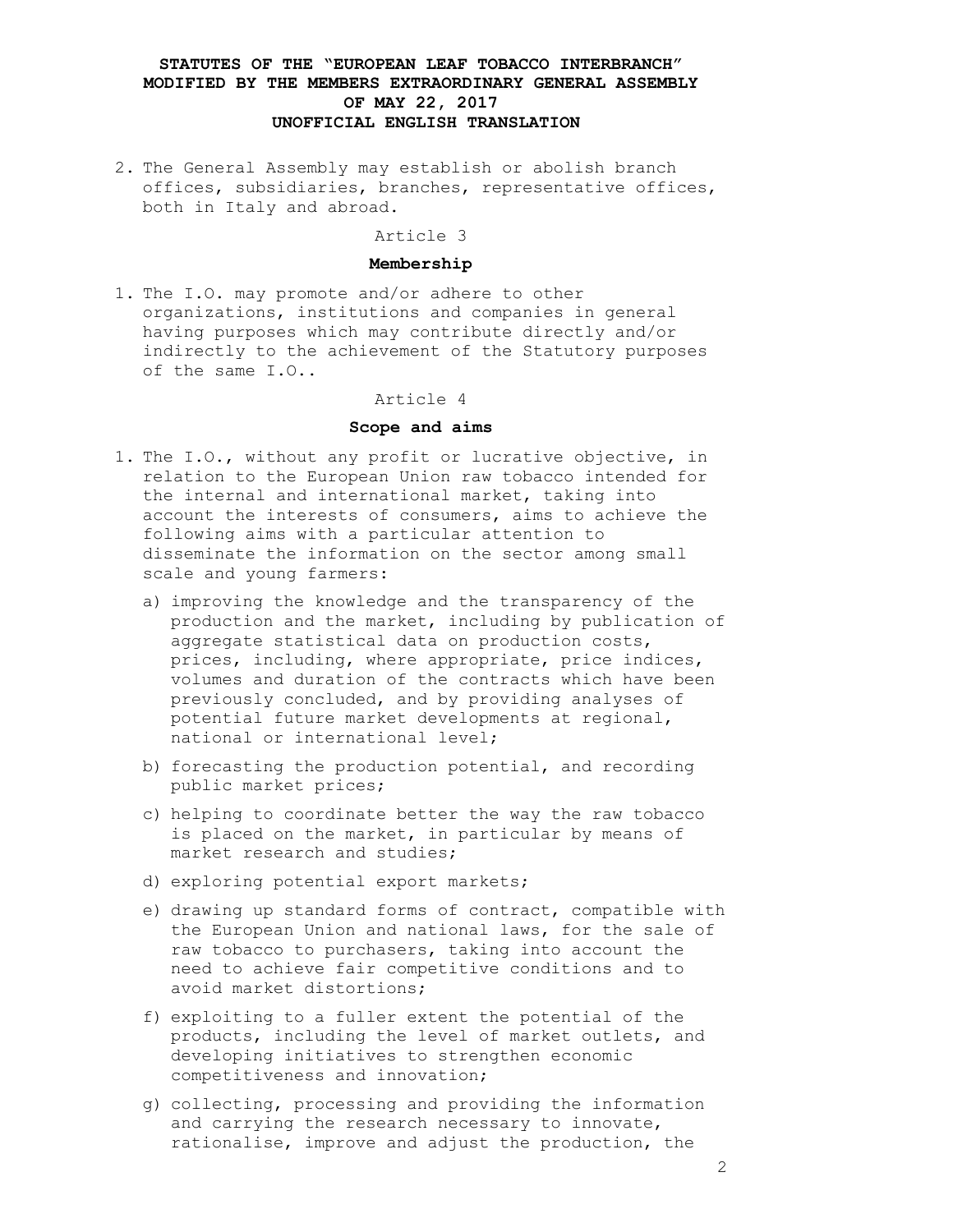2. The General Assembly may establish or abolish branch offices, subsidiaries, branches, representative offices, both in Italy and abroad.

Article 3

**Membership**

1. The I.O. may promote and/or adhere to other organizations, institutions and companies in general having purposes which may contribute directly and/or indirectly to the achievement of the Statutory purposes of the same I.O..

Article 4

**Scope and aims**

1. The I.O., without any profit or lucrative objective, in relation to the European Union raw tobacco intended for the internal and international market, taking into account the interests of consumers, aims to achieve the following aims with a particular attention to disseminate the information on the sector among small scale and young farmers:

   a) improving the knowledge and the transparency of the production and the market, including by publication of aggregate statistical data on production costs, prices, including, where appropriate, price indices, volumes and duration of the contracts which have been previously concluded, and by providing analyses of potential future market developments at regional, national or international level;

   b) forecasting the production potential, and recording public market prices;

   c) helping to coordinate better the way the raw tobacco is placed on the market, in particular by means of market research and studies;

   d) exploring potential export markets;

   e) drawing up standard forms of contract, compatible with the European Union and national laws, for the sale of raw tobacco to purchasers, taking into account the need to achieve fair competitive conditions and to avoid market distortions;

   f) exploiting to a fuller extent the potential of the products, including the level of market outlets, and developing initiatives to strengthen economic competitiveness and innovation;

   g) collecting, processing and providing the information and carrying the research necessary to innovate, rationalise, improve and adjust the production, the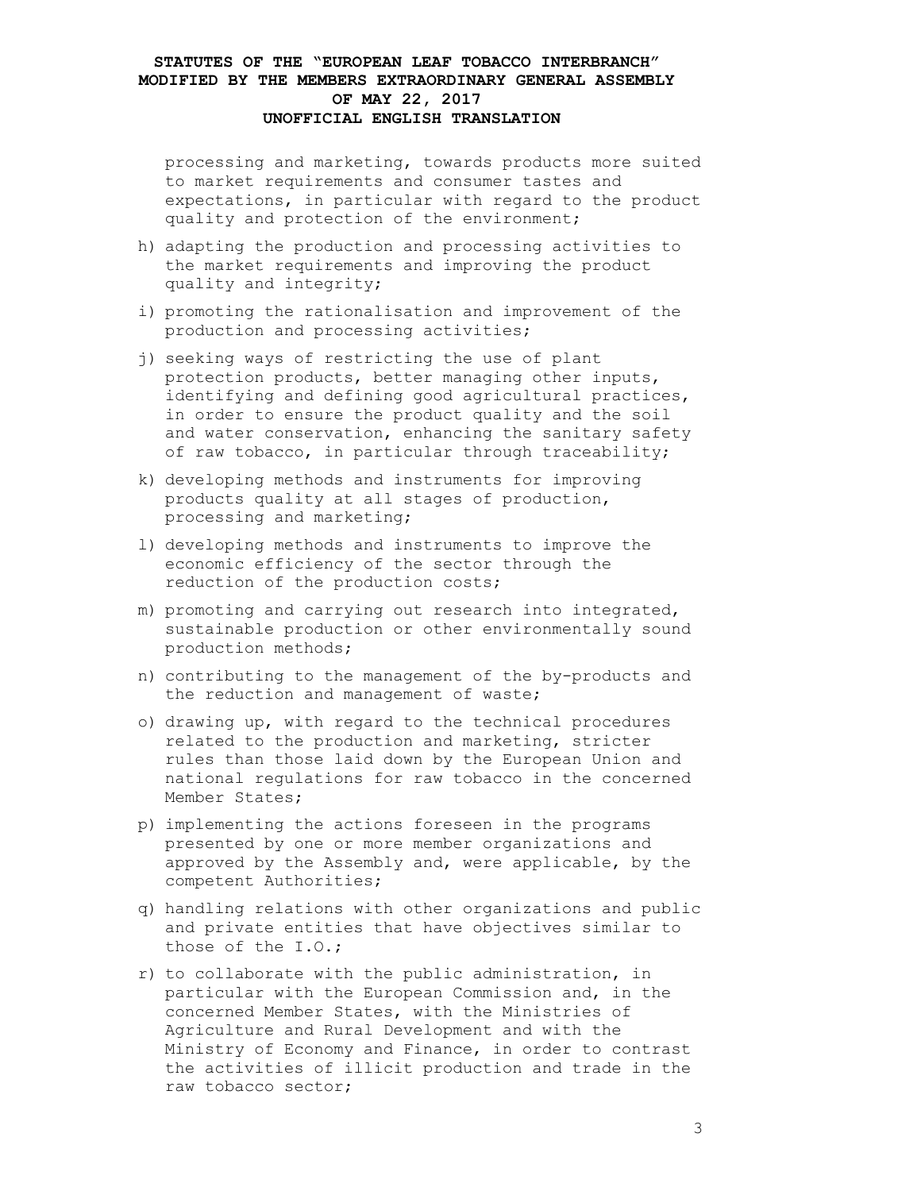processing and marketing, towards products more suited to market requirements and consumer tastes and expectations, in particular with regard to the product quality and protection of the environment;

h) adapting the production and processing activities to the market requirements and improving the product quality and integrity;

i) promoting the rationalisation and improvement of the production and processing activities;

j) seeking ways of restricting the use of plant protection products, better managing other inputs, identifying and defining good agricultural practices, in order to ensure the product quality and the soil and water conservation, enhancing the sanitary safety of raw tobacco, in particular through traceability;

k) developing methods and instruments for improving products quality at all stages of production, processing and marketing;

l) developing methods and instruments to improve the economic efficiency of the sector through the reduction of the production costs;

m) promoting and carrying out research into integrated, sustainable production or other environmentally sound production methods;

n) contributing to the management of the by-products and the reduction and management of waste;

o) drawing up, with regard to the technical procedures related to the production and marketing, stricter rules than those laid down by the European Union and national regulations for raw tobacco in the concerned Member States;

p) implementing the actions foreseen in the programs presented by one or more member organizations and approved by the Assembly and, were applicable, by the competent Authorities;

q) handling relations with other organizations and public and private entities that have objectives similar to those of the I.O.;

r) to collaborate with the public administration, in particular with the European Commission and, in the concerned Member States, with the Ministries of Agriculture and Rural Development and with the Ministry of Economy and Finance, in order to contrast the activities of illicit production and trade in the raw tobacco sector;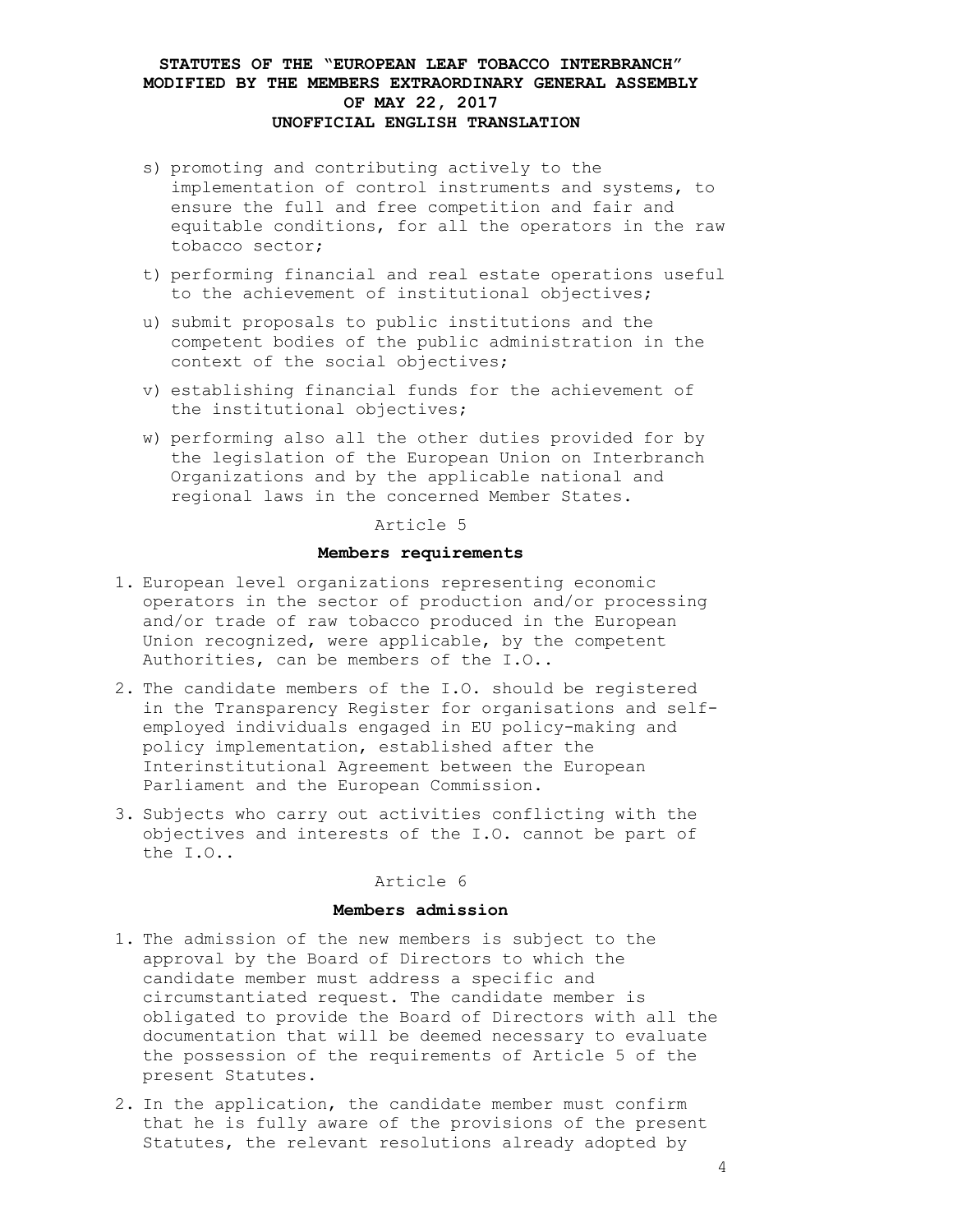s) promoting and contributing actively to the implementation of control instruments and systems, to ensure the full and free competition and fair and equitable conditions, for all the operators in the raw tobacco sector;

t) performing financial and real estate operations useful to the achievement of institutional objectives;

u) submit proposals to public institutions and the competent bodies of the public administration in the context of the social objectives;

v) establishing financial funds for the achievement of the institutional objectives;

w) performing also all the other duties provided for by the legislation of the European Union on Interbranch Organizations and by the applicable national and regional laws in the concerned Member States.

Article 5

**Members requirements**

1. European level organizations representing economic operators in the sector of production and/or processing and/or trade of raw tobacco produced in the European Union recognized, were applicable, by the competent Authorities, can be members of the I.O..
2. The candidate members of the I.O. should be registered in the Transparency Register for organisations and self-employed individuals engaged in EU policy-making and policy implementation, established after the Interinstitutional Agreement between the European Parliament and the European Commission.
3. Subjects who carry out activities conflicting with the objectives and interests of the I.O. cannot be part of the I.O..

Article 6

**Members admission**

1. The admission of the new members is subject to the approval by the Board of Directors to which the candidate member must address a specific and circumstantiated request. The candidate member is obligated to provide the Board of Directors with all the documentation that will be deemed necessary to evaluate the possession of the requirements of Article 5 of the present Statutes.
2. In the application, the candidate member must confirm that he is fully aware of the provisions of the present Statutes, the relevant resolutions already adopted by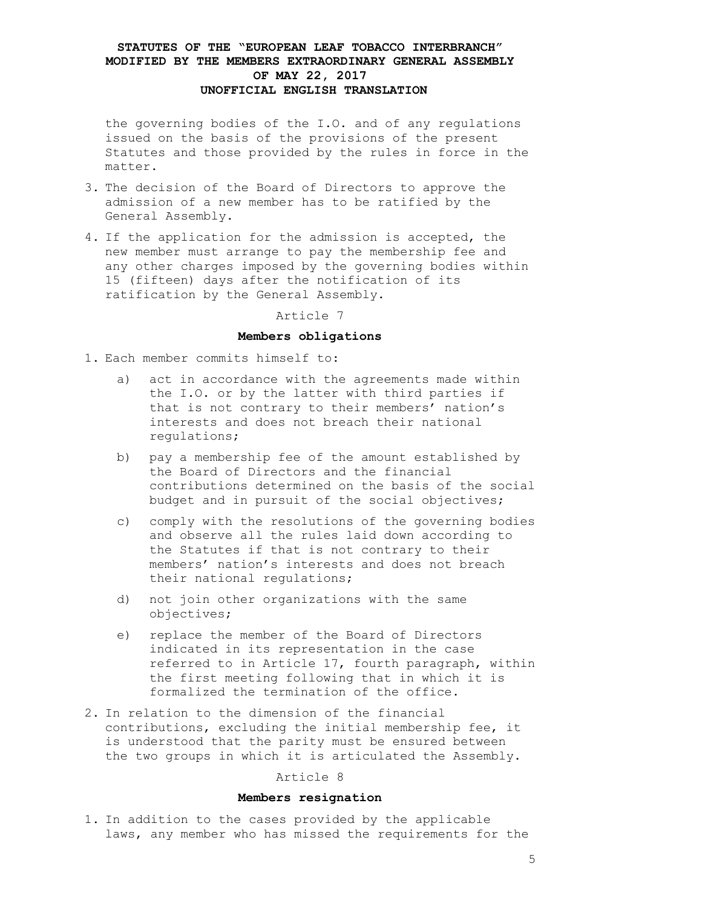the governing bodies of the I.O. and of any regulations issued on the basis of the provisions of the present Statutes and those provided by the rules in force in the matter.

3. The decision of the Board of Directors to approve the admission of a new member has to be ratified by the General Assembly.
4. If the application for the admission is accepted, the new member must arrange to pay the membership fee and any other charges imposed by the governing bodies within 15 (fifteen) days after the notification of its ratification by the General Assembly.

Article 7

**Members obligations**

1. Each member commits himself to:
   a) act in accordance with the agreements made within the I.O. or by the latter with third parties if that is not contrary to their members' nation's interests and does not breach their national regulations;
   b) pay a membership fee of the amount established by the Board of Directors and the financial contributions determined on the basis of the social budget and in pursuit of the social objectives;
   c) comply with the resolutions of the governing bodies and observe all the rules laid down according to the Statutes if that is not contrary to their members' nation's interests and does not breach their national regulations;
   d) not join other organizations with the same objectives;
   e) replace the member of the Board of Directors indicated in its representation in the case referred to in Article 17, fourth paragraph, within the first meeting following that in which it is formalized the termination of the office.
2. In relation to the dimension of the financial contributions, excluding the initial membership fee, it is understood that the parity must be ensured between the two groups in which it is articulated the Assembly.

Article 8

**Members resignation**

1. In addition to the cases provided by the applicable laws, any member who has missed the requirements for the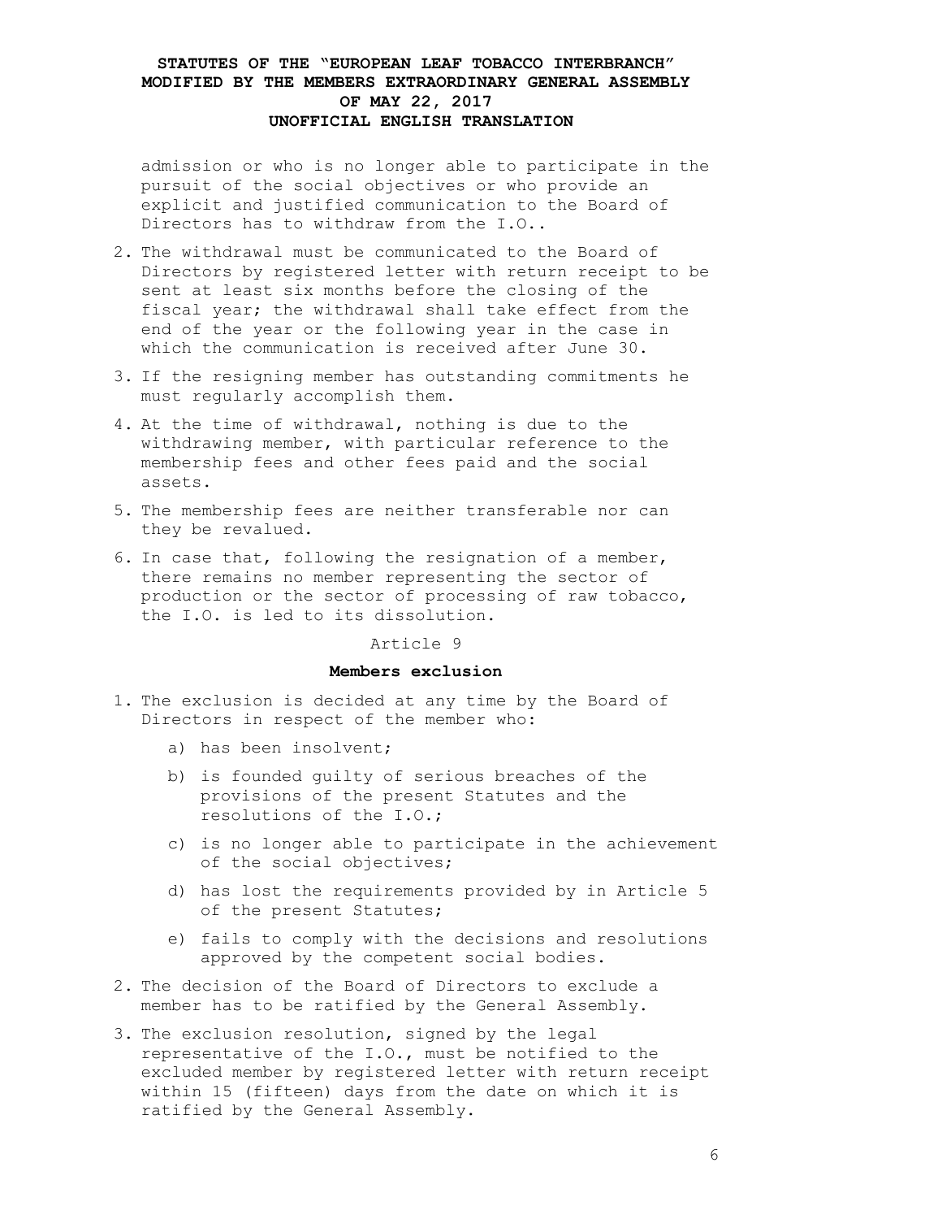admission or who is no longer able to participate in the pursuit of the social objectives or who provide an explicit and justified communication to the Board of Directors has to withdraw from the I.O..

2. The withdrawal must be communicated to the Board of Directors by registered letter with return receipt to be sent at least six months before the closing of the fiscal year; the withdrawal shall take effect from the end of the year or the following year in the case in which the communication is received after June 30.
3. If the resigning member has outstanding commitments he must regularly accomplish them.
4. At the time of withdrawal, nothing is due to the withdrawing member, with particular reference to the membership fees and other fees paid and the social assets.
5. The membership fees are neither transferable nor can they be revalued.
6. In case that, following the resignation of a member, there remains no member representing the sector of production or the sector of processing of raw tobacco, the I.O. is led to its dissolution.

Article 9

**Members exclusion**

1. The exclusion is decided at any time by the Board of Directors in respect of the member who:
   a) has been insolvent;
   b) is founded guilty of serious breaches of the provisions of the present Statutes and the resolutions of the I.O.;
   c) is no longer able to participate in the achievement of the social objectives;
   d) has lost the requirements provided by in Article 5 of the present Statutes;
   e) fails to comply with the decisions and resolutions approved by the competent social bodies.
2. The decision of the Board of Directors to exclude a member has to be ratified by the General Assembly.
3. The exclusion resolution, signed by the legal representative of the I.O., must be notified to the excluded member by registered letter with return receipt within 15 (fifteen) days from the date on which it is ratified by the General Assembly.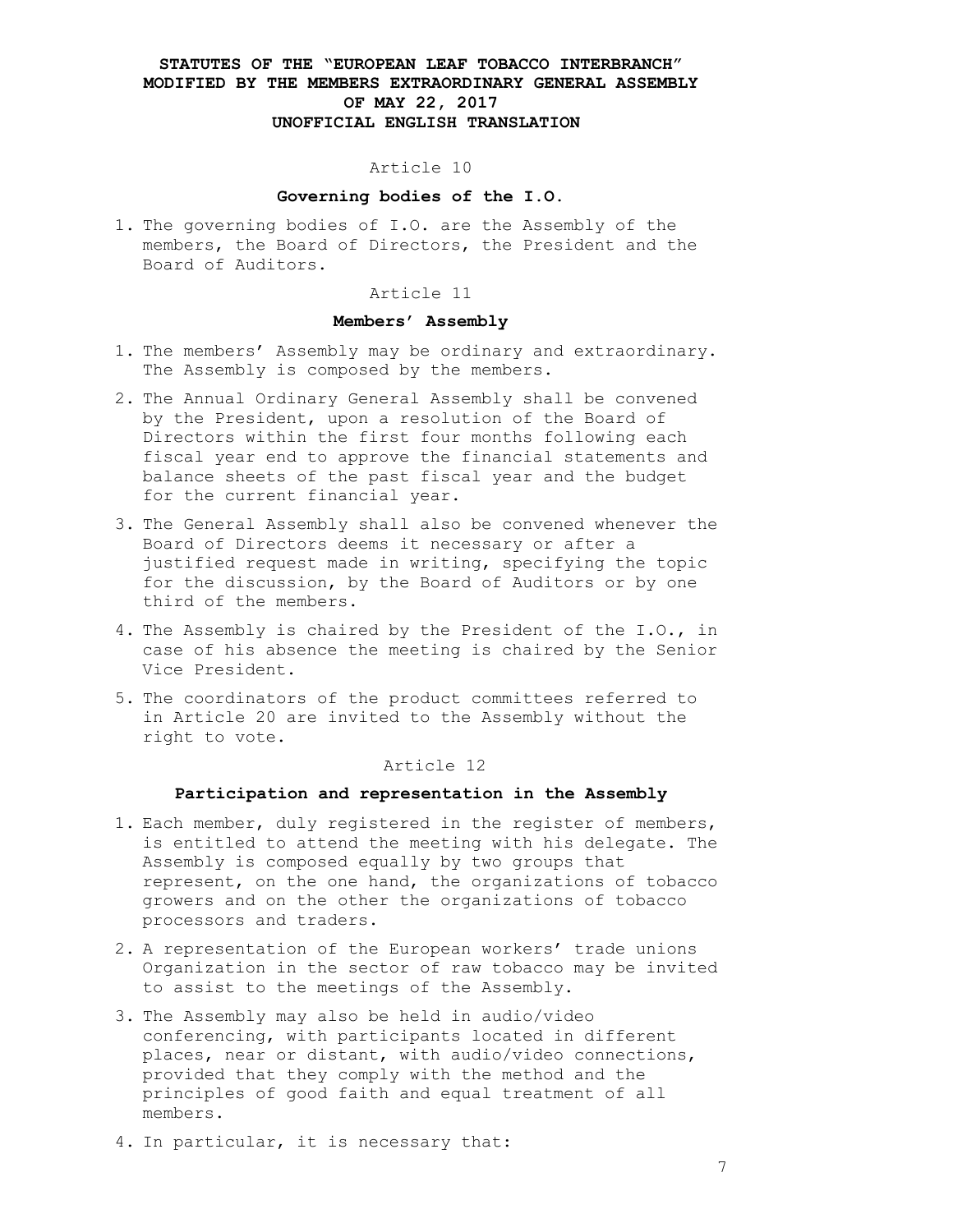# STATUTES OF THE "EUROPEAN LEAF TOBACCO INTERBRANCH" MODIFIED BY THE MEMBERS EXTRAORDINARY GENERAL ASSEMBLY OF MAY 22, 2017 UNOFFICIAL ENGLISH TRANSLATION

Article 10

## Governing bodies of the I.O.

1. The governing bodies of I.O. are the Assembly of the members, the Board of Directors, the President and the Board of Auditors.

Article 11

## Members' Assembly

1. The members' Assembly may be ordinary and extraordinary. The Assembly is composed by the members.
2. The Annual Ordinary General Assembly shall be convened by the President, upon a resolution of the Board of Directors within the first four months following each fiscal year end to approve the financial statements and balance sheets of the past fiscal year and the budget for the current financial year.
3. The General Assembly shall also be convened whenever the Board of Directors deems it necessary or after a justified request made in writing, specifying the topic for the discussion, by the Board of Auditors or by one third of the members.
4. The Assembly is chaired by the President of the I.O., in case of his absence the meeting is chaired by the Senior Vice President.
5. The coordinators of the product committees referred to in Article 20 are invited to the Assembly without the right to vote.

Article 12

## Participation and representation in the Assembly

1. Each member, duly registered in the register of members, is entitled to attend the meeting with his delegate. The Assembly is composed equally by two groups that represent, on the one hand, the organizations of tobacco growers and on the other the organizations of tobacco processors and traders.
2. A representation of the European workers' trade unions Organization in the sector of raw tobacco may be invited to assist to the meetings of the Assembly.
3. The Assembly may also be held in audio/video conferencing, with participants located in different places, near or distant, with audio/video connections, provided that they comply with the method and the principles of good faith and equal treatment of all members.
4. In particular, it is necessary that: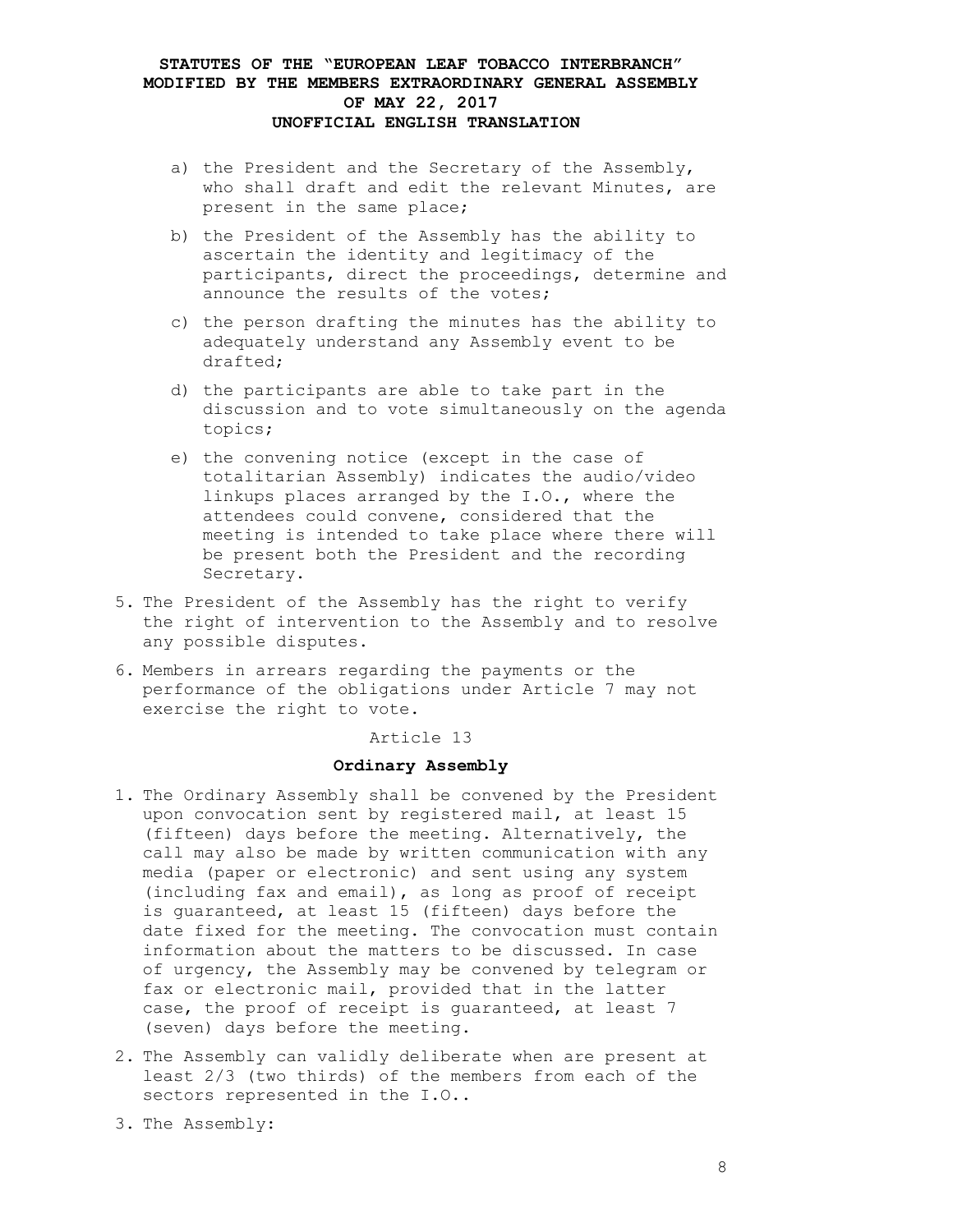a) the President and the Secretary of the Assembly, who shall draft and edit the relevant Minutes, are present in the same place;

b) the President of the Assembly has the ability to ascertain the identity and legitimacy of the participants, direct the proceedings, determine and announce the results of the votes;

c) the person drafting the minutes has the ability to adequately understand any Assembly event to be drafted;

d) the participants are able to take part in the discussion and to vote simultaneously on the agenda topics;

e) the convening notice (except in the case of totalitarian Assembly) indicates the audio/video linkups places arranged by the I.O., where the attendees could convene, considered that the meeting is intended to take place where there will be present both the President and the recording Secretary.

5. The President of the Assembly has the right to verify the right of intervention to the Assembly and to resolve any possible disputes.

6. Members in arrears regarding the payments or the performance of the obligations under Article 7 may not exercise the right to vote.

Article 13

**Ordinary Assembly**

1. The Ordinary Assembly shall be convened by the President upon convocation sent by registered mail, at least 15 (fifteen) days before the meeting. Alternatively, the call may also be made by written communication with any media (paper or electronic) and sent using any system (including fax and email), as long as proof of receipt is guaranteed, at least 15 (fifteen) days before the date fixed for the meeting. The convocation must contain information about the matters to be discussed. In case of urgency, the Assembly may be convened by telegram or fax or electronic mail, provided that in the latter case, the proof of receipt is guaranteed, at least 7 (seven) days before the meeting.

2. The Assembly can validly deliberate when are present at least 2/3 (two thirds) of the members from each of the sectors represented in the I.O..

3. The Assembly: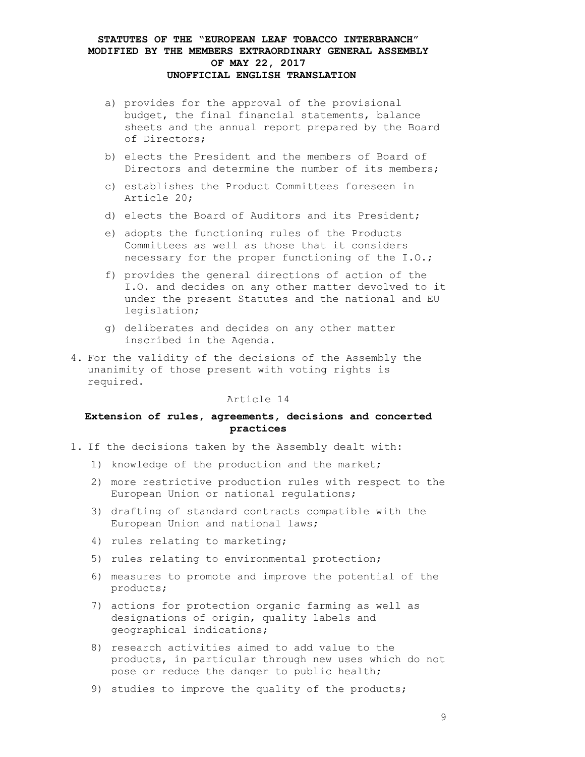a) provides for the approval of the provisional budget, the final financial statements, balance sheets and the annual report prepared by the Board of Directors;

b) elects the President and the members of Board of Directors and determine the number of its members;

c) establishes the Product Committees foreseen in Article 20;

d) elects the Board of Auditors and its President;

e) adopts the functioning rules of the Products Committees as well as those that it considers necessary for the proper functioning of the I.O.;

f) provides the general directions of action of the I.O. and decides on any other matter devolved to it under the present Statutes and the national and EU legislation;

g) deliberates and decides on any other matter inscribed in the Agenda.

4. For the validity of the decisions of the Assembly the unanimity of those present with voting rights is required.

Article 14

**Extension of rules, agreements, decisions and concerted practices**

1. If the decisions taken by the Assembly dealt with:

   1) knowledge of the production and the market;

   2) more restrictive production rules with respect to the European Union or national regulations;

   3) drafting of standard contracts compatible with the European Union and national laws;

   4) rules relating to marketing;

   5) rules relating to environmental protection;

   6) measures to promote and improve the potential of the products;

   7) actions for protection organic farming as well as designations of origin, quality labels and geographical indications;

   8) research activities aimed to add value to the products, in particular through new uses which do not pose or reduce the danger to public health;

   9) studies to improve the quality of the products;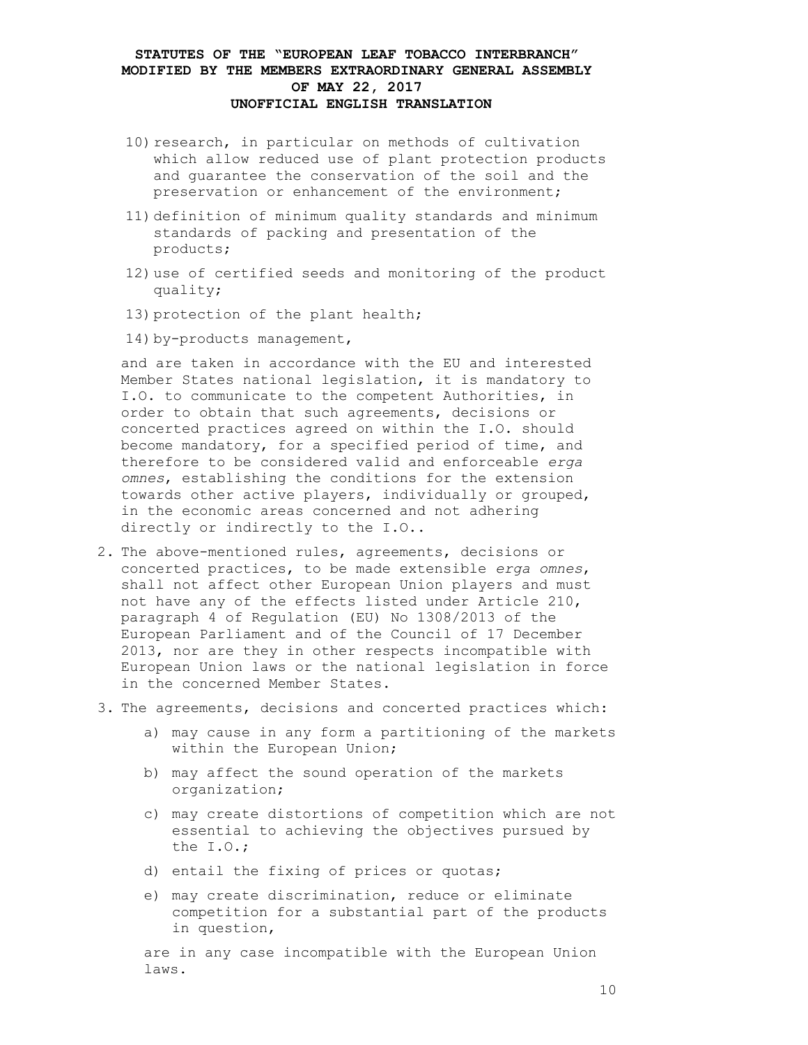10) research, in particular on methods of cultivation which allow reduced use of plant protection products and guarantee the conservation of the soil and the preservation or enhancement of the environment;

11) definition of minimum quality standards and minimum standards of packing and presentation of the products;

12) use of certified seeds and monitoring of the product quality;

13) protection of the plant health;

14) by-products management,

and are taken in accordance with the EU and interested Member States national legislation, it is mandatory to I.O. to communicate to the competent Authorities, in order to obtain that such agreements, decisions or concerted practices agreed on within the I.O. should become mandatory, for a specified period of time, and therefore to be considered valid and enforceable *erga omnes*, establishing the conditions for the extension towards other active players, individually or grouped, in the economic areas concerned and not adhering directly or indirectly to the I.O..

2. The above-mentioned rules, agreements, decisions or concerted practices, to be made extensible *erga omnes*, shall not affect other European Union players and must not have any of the effects listed under Article 210, paragraph 4 of Regulation (EU) No 1308/2013 of the European Parliament and of the Council of 17 December 2013, nor are they in other respects incompatible with European Union laws or the national legislation in force in the concerned Member States.

3. The agreements, decisions and concerted practices which:

   a) may cause in any form a partitioning of the markets within the European Union;

   b) may affect the sound operation of the markets organization;

   c) may create distortions of competition which are not essential to achieving the objectives pursued by the I.O.;

   d) entail the fixing of prices or quotas;

   e) may create discrimination, reduce or eliminate competition for a substantial part of the products in question,

   are in any case incompatible with the European Union laws.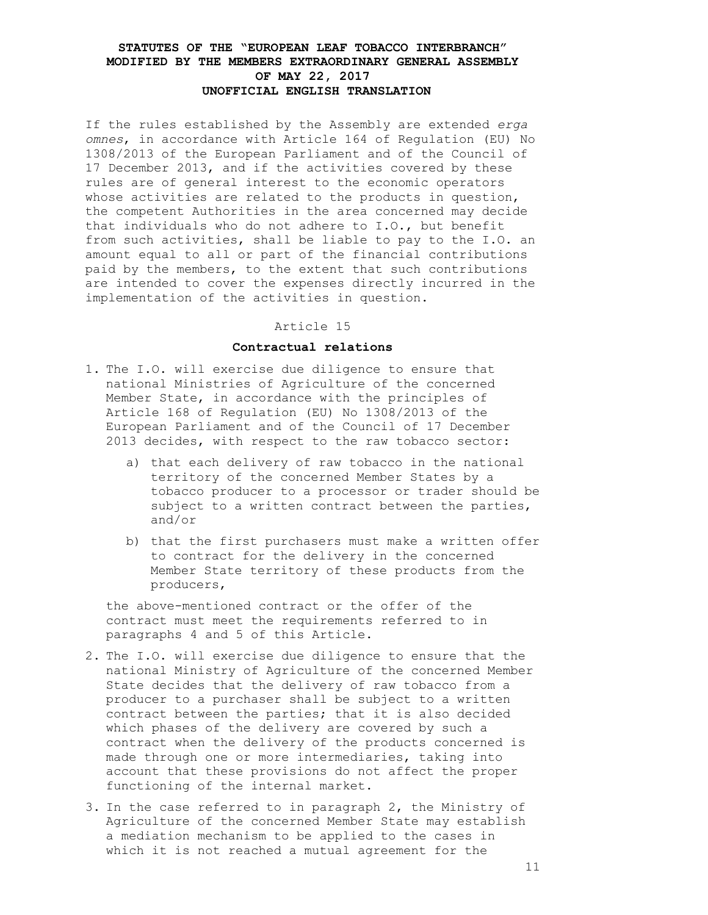If the rules established by the Assembly are extended *erga omnes*, in accordance with Article 164 of Regulation (EU) No 1308/2013 of the European Parliament and of the Council of 17 December 2013, and if the activities covered by these rules are of general interest to the economic operators whose activities are related to the products in question, the competent Authorities in the area concerned may decide that individuals who do not adhere to I.O., but benefit from such activities, shall be liable to pay to the I.O. an amount equal to all or part of the financial contributions paid by the members, to the extent that such contributions are intended to cover the expenses directly incurred in the implementation of the activities in question.

Article 15

**Contractual relations**

1. The I.O. will exercise due diligence to ensure that national Ministries of Agriculture of the concerned Member State, in accordance with the principles of Article 168 of Regulation (EU) No 1308/2013 of the European Parliament and of the Council of 17 December 2013 decides, with respect to the raw tobacco sector:

   a) that each delivery of raw tobacco in the national territory of the concerned Member States by a tobacco producer to a processor or trader should be subject to a written contract between the parties, and/or

   b) that the first purchasers must make a written offer to contract for the delivery in the concerned Member State territory of these products from the producers,

   the above-mentioned contract or the offer of the contract must meet the requirements referred to in paragraphs 4 and 5 of this Article.

2. The I.O. will exercise due diligence to ensure that the national Ministry of Agriculture of the concerned Member State decides that the delivery of raw tobacco from a producer to a purchaser shall be subject to a written contract between the parties; that it is also decided which phases of the delivery are covered by such a contract when the delivery of the products concerned is made through one or more intermediaries, taking into account that these provisions do not affect the proper functioning of the internal market.

3. In the case referred to in paragraph 2, the Ministry of Agriculture of the concerned Member State may establish a mediation mechanism to be applied to the cases in which it is not reached a mutual agreement for the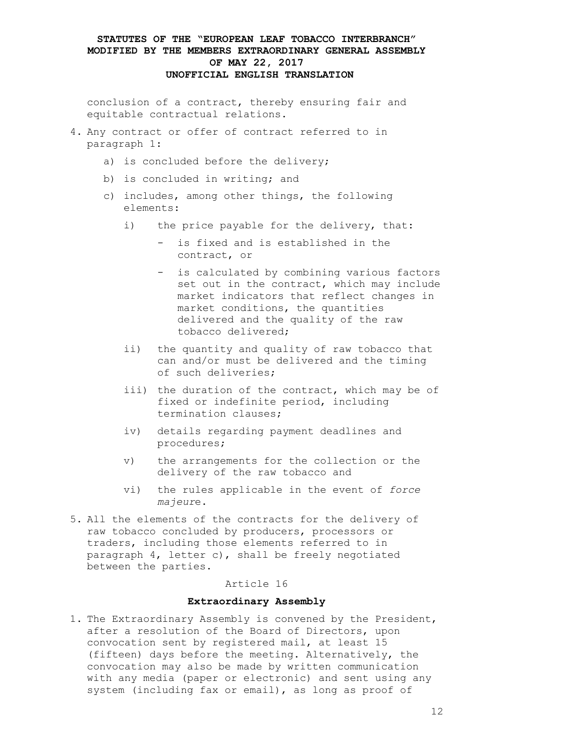conclusion of a contract, thereby ensuring fair and equitable contractual relations.

4. Any contract or offer of contract referred to in paragraph 1:

   a) is concluded before the delivery;

   b) is concluded in writing; and

   c) includes, among other things, the following elements:

      i) the price payable for the delivery, that:

         - is fixed and is established in the contract, or

         - is calculated by combining various factors set out in the contract, which may include market indicators that reflect changes in market conditions, the quantities delivered and the quality of the raw tobacco delivered;

      ii) the quantity and quality of raw tobacco that can and/or must be delivered and the timing of such deliveries;

      iii) the duration of the contract, which may be of fixed or indefinite period, including termination clauses;

      iv) details regarding payment deadlines and procedures;

      v) the arrangements for the collection or the delivery of the raw tobacco and

      vi) the rules applicable in the event of *force majeure*.

5. All the elements of the contracts for the delivery of raw tobacco concluded by producers, processors or traders, including those elements referred to in paragraph 4, letter c), shall be freely negotiated between the parties.

Article 16

**Extraordinary Assembly**

1. The Extraordinary Assembly is convened by the President, after a resolution of the Board of Directors, upon convocation sent by registered mail, at least 15 (fifteen) days before the meeting. Alternatively, the convocation may also be made by written communication with any media (paper or electronic) and sent using any system (including fax or email), as long as proof of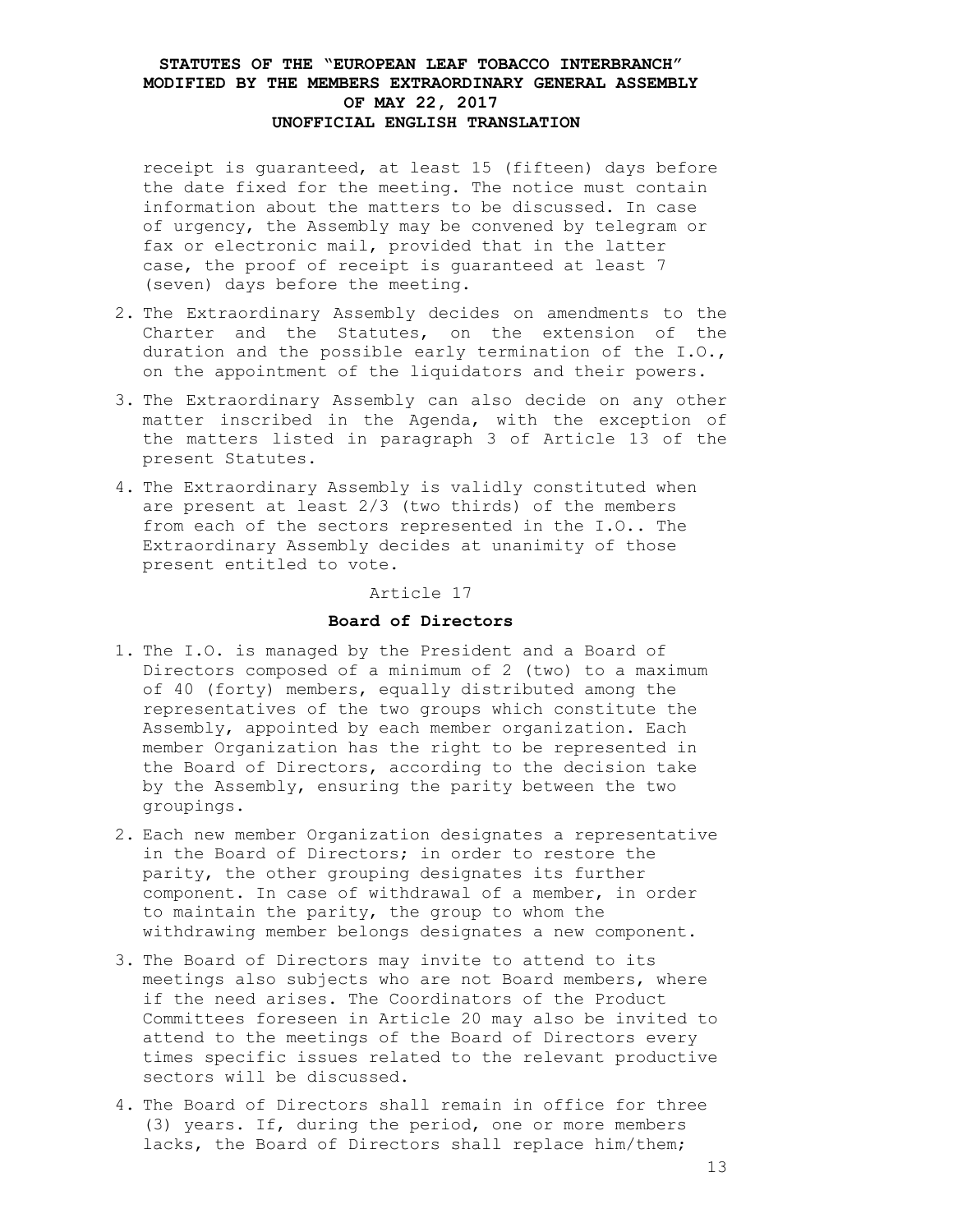receipt is guaranteed, at least 15 (fifteen) days before the date fixed for the meeting. The notice must contain information about the matters to be discussed. In case of urgency, the Assembly may be convened by telegram or fax or electronic mail, provided that in the latter case, the proof of receipt is guaranteed at least 7 (seven) days before the meeting.

2. The Extraordinary Assembly decides on amendments to the Charter and the Statutes, on the extension of the duration and the possible early termination of the I.O., on the appointment of the liquidators and their powers.
3. The Extraordinary Assembly can also decide on any other matter inscribed in the Agenda, with the exception of the matters listed in paragraph 3 of Article 13 of the present Statutes.
4. The Extraordinary Assembly is validly constituted when are present at least 2/3 (two thirds) of the members from each of the sectors represented in the I.O.. The Extraordinary Assembly decides at unanimity of those present entitled to vote.

Article 17

**Board of Directors**

1. The I.O. is managed by the President and a Board of Directors composed of a minimum of 2 (two) to a maximum of 40 (forty) members, equally distributed among the representatives of the two groups which constitute the Assembly, appointed by each member organization. Each member Organization has the right to be represented in the Board of Directors, according to the decision take by the Assembly, ensuring the parity between the two groupings.
2. Each new member Organization designates a representative in the Board of Directors; in order to restore the parity, the other grouping designates its further component. In case of withdrawal of a member, in order to maintain the parity, the group to whom the withdrawing member belongs designates a new component.
3. The Board of Directors may invite to attend to its meetings also subjects who are not Board members, where if the need arises. The Coordinators of the Product Committees foreseen in Article 20 may also be invited to attend to the meetings of the Board of Directors every times specific issues related to the relevant productive sectors will be discussed.
4. The Board of Directors shall remain in office for three (3) years. If, during the period, one or more members lacks, the Board of Directors shall replace him/them;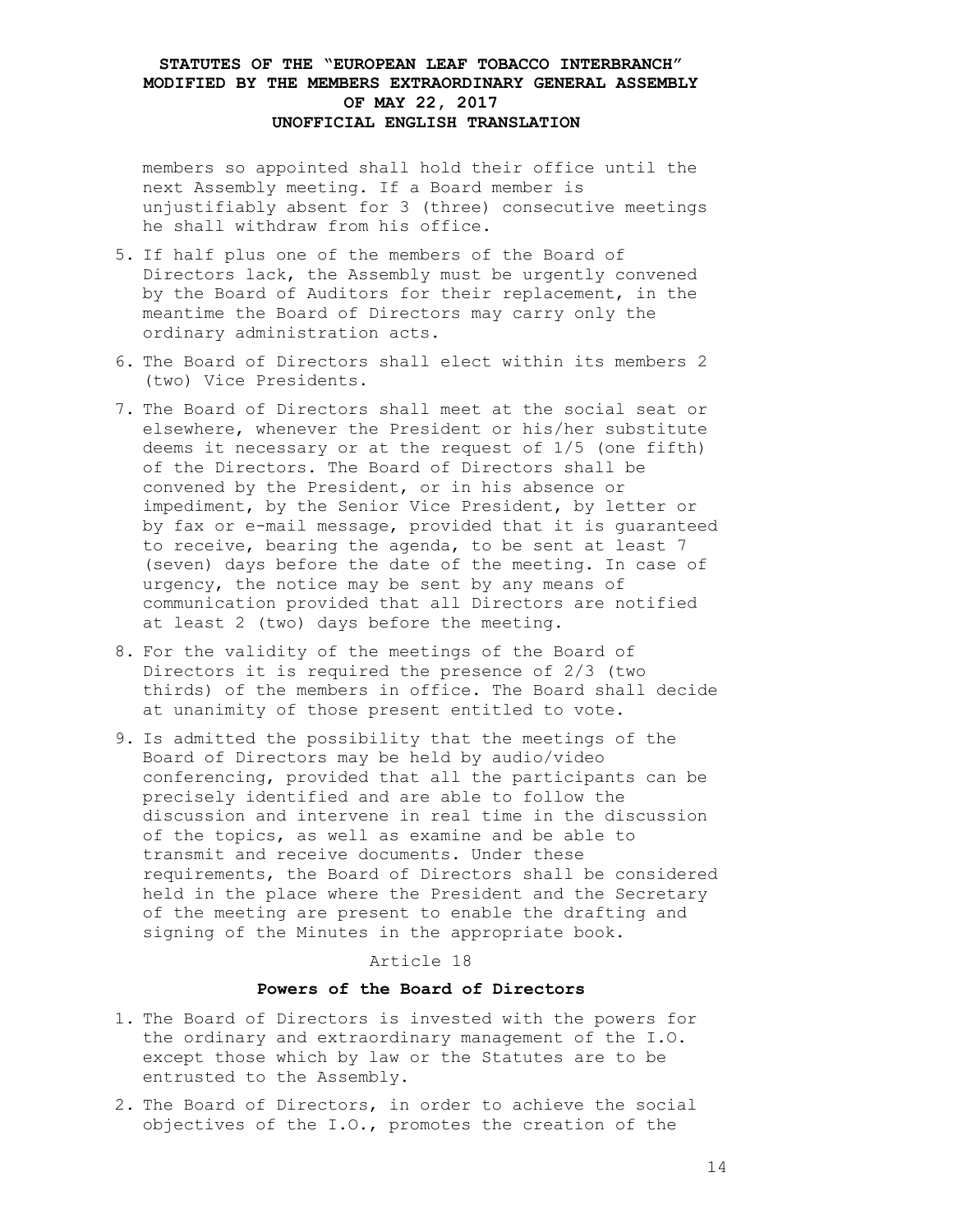members so appointed shall hold their office until the next Assembly meeting. If a Board member is unjustifiably absent for 3 (three) consecutive meetings he shall withdraw from his office.

5. If half plus one of the members of the Board of Directors lack, the Assembly must be urgently convened by the Board of Auditors for their replacement, in the meantime the Board of Directors may carry only the ordinary administration acts.
6. The Board of Directors shall elect within its members 2 (two) Vice Presidents.
7. The Board of Directors shall meet at the social seat or elsewhere, whenever the President or his/her substitute deems it necessary or at the request of 1/5 (one fifth) of the Directors. The Board of Directors shall be convened by the President, or in his absence or impediment, by the Senior Vice President, by letter or by fax or e-mail message, provided that it is guaranteed to receive, bearing the agenda, to be sent at least 7 (seven) days before the date of the meeting. In case of urgency, the notice may be sent by any means of communication provided that all Directors are notified at least 2 (two) days before the meeting.
8. For the validity of the meetings of the Board of Directors it is required the presence of 2/3 (two thirds) of the members in office. The Board shall decide at unanimity of those present entitled to vote.
9. Is admitted the possibility that the meetings of the Board of Directors may be held by audio/video conferencing, provided that all the participants can be precisely identified and are able to follow the discussion and intervene in real time in the discussion of the topics, as well as examine and be able to transmit and receive documents. Under these requirements, the Board of Directors shall be considered held in the place where the President and the Secretary of the meeting are present to enable the drafting and signing of the Minutes in the appropriate book.

Article 18

**Powers of the Board of Directors**

1. The Board of Directors is invested with the powers for the ordinary and extraordinary management of the I.O. except those which by law or the Statutes are to be entrusted to the Assembly.
2. The Board of Directors, in order to achieve the social objectives of the I.O., promotes the creation of the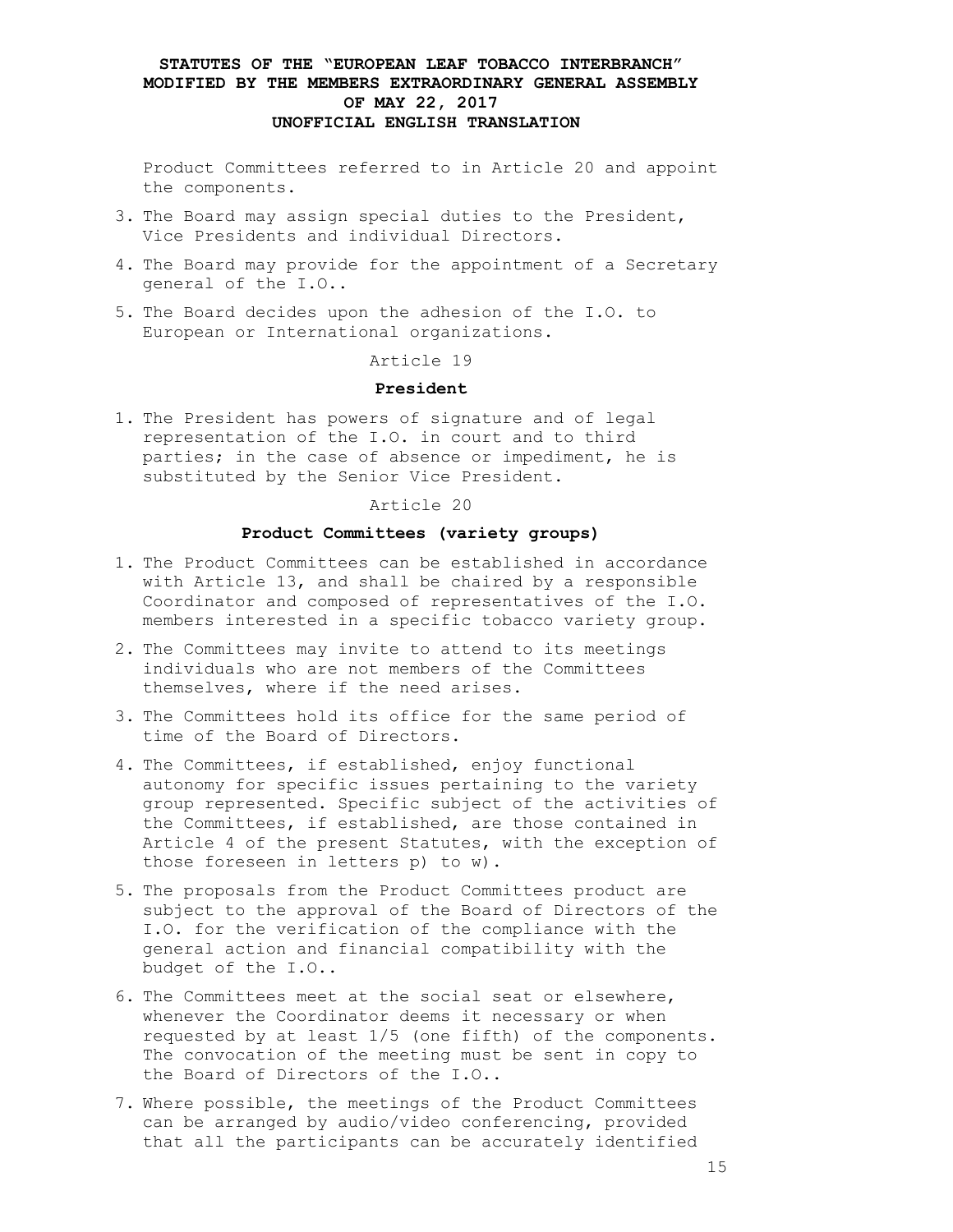Product Committees referred to in Article 20 and appoint the components.

3. The Board may assign special duties to the President, Vice Presidents and individual Directors.
4. The Board may provide for the appointment of a Secretary general of the I.O..
5. The Board decides upon the adhesion of the I.O. to European or International organizations.

Article 19

**President**

1. The President has powers of signature and of legal representation of the I.O. in court and to third parties; in the case of absence or impediment, he is substituted by the Senior Vice President.

Article 20

**Product Committees (variety groups)**

1. The Product Committees can be established in accordance with Article 13, and shall be chaired by a responsible Coordinator and composed of representatives of the I.O. members interested in a specific tobacco variety group.
2. The Committees may invite to attend to its meetings individuals who are not members of the Committees themselves, where if the need arises.
3. The Committees hold its office for the same period of time of the Board of Directors.
4. The Committees, if established, enjoy functional autonomy for specific issues pertaining to the variety group represented. Specific subject of the activities of the Committees, if established, are those contained in Article 4 of the present Statutes, with the exception of those foreseen in letters p) to w).
5. The proposals from the Product Committees product are subject to the approval of the Board of Directors of the I.O. for the verification of the compliance with the general action and financial compatibility with the budget of the I.O..
6. The Committees meet at the social seat or elsewhere, whenever the Coordinator deems it necessary or when requested by at least 1/5 (one fifth) of the components. The convocation of the meeting must be sent in copy to the Board of Directors of the I.O..
7. Where possible, the meetings of the Product Committees can be arranged by audio/video conferencing, provided that all the participants can be accurately identified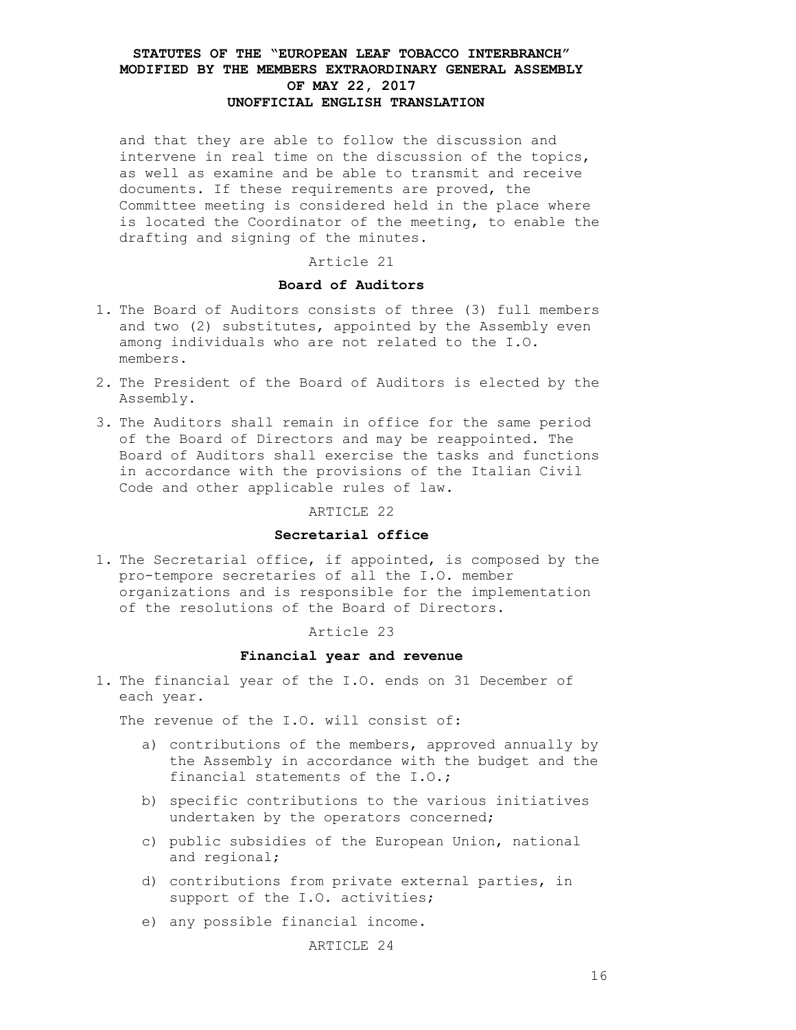and that they are able to follow the discussion and intervene in real time on the discussion of the topics, as well as examine and be able to transmit and receive documents. If these requirements are proved, the Committee meeting is considered held in the place where is located the Coordinator of the meeting, to enable the drafting and signing of the minutes.

Article 21

### Board of Auditors

1. The Board of Auditors consists of three (3) full members and two (2) substitutes, appointed by the Assembly even among individuals who are not related to the I.O. members.
2. The President of the Board of Auditors is elected by the Assembly.
3. The Auditors shall remain in office for the same period of the Board of Directors and may be reappointed. The Board of Auditors shall exercise the tasks and functions in accordance with the provisions of the Italian Civil Code and other applicable rules of law.

ARTICLE 22

### Secretarial office

1. The Secretarial office, if appointed, is composed by the pro-tempore secretaries of all the I.O. member organizations and is responsible for the implementation of the resolutions of the Board of Directors.

Article 23

### Financial year and revenue

1. The financial year of the I.O. ends on 31 December of each year.

   The revenue of the I.O. will consist of:

   a) contributions of the members, approved annually by the Assembly in accordance with the budget and the financial statements of the I.O.;

   b) specific contributions to the various initiatives undertaken by the operators concerned;

   c) public subsidies of the European Union, national and regional;

   d) contributions from private external parties, in support of the I.O. activities;

   e) any possible financial income.

ARTICLE 24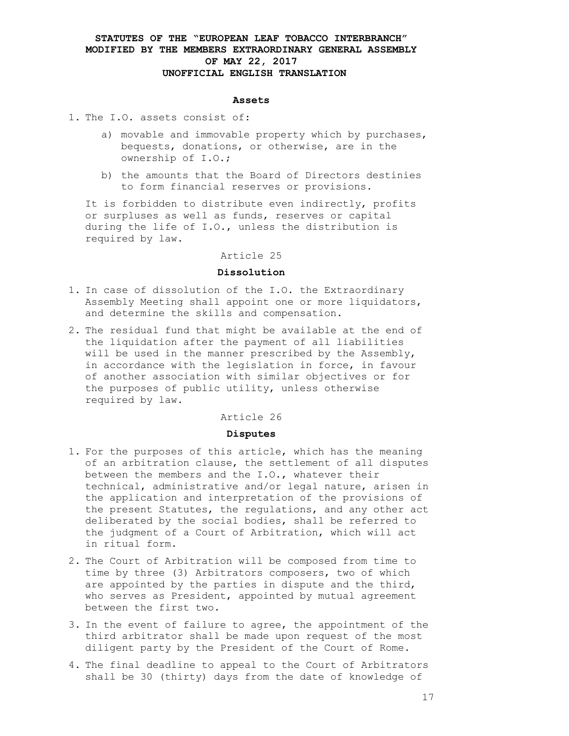**STATUTES OF THE "EUROPEAN LEAF TOBACCO INTERBRANCH" MODIFIED BY THE MEMBERS EXTRAORDINARY GENERAL ASSEMBLY OF MAY 22, 2017 UNOFFICIAL ENGLISH TRANSLATION**

**Assets**

1. The I.O. assets consist of:
   a) movable and immovable property which by purchases, bequests, donations, or otherwise, are in the ownership of I.O.;
   b) the amounts that the Board of Directors destinies to form financial reserves or provisions.

   It is forbidden to distribute even indirectly, profits or surpluses as well as funds, reserves or capital during the life of I.O., unless the distribution is required by law.

Article 25

**Dissolution**

1. In case of dissolution of the I.O. the Extraordinary Assembly Meeting shall appoint one or more liquidators, and determine the skills and compensation.
2. The residual fund that might be available at the end of the liquidation after the payment of all liabilities will be used in the manner prescribed by the Assembly, in accordance with the legislation in force, in favour of another association with similar objectives or for the purposes of public utility, unless otherwise required by law.

Article 26

**Disputes**

1. For the purposes of this article, which has the meaning of an arbitration clause, the settlement of all disputes between the members and the I.O., whatever their technical, administrative and/or legal nature, arisen in the application and interpretation of the provisions of the present Statutes, the regulations, and any other act deliberated by the social bodies, shall be referred to the judgment of a Court of Arbitration, which will act in ritual form.
2. The Court of Arbitration will be composed from time to time by three (3) Arbitrators composers, two of which are appointed by the parties in dispute and the third, who serves as President, appointed by mutual agreement between the first two.
3. In the event of failure to agree, the appointment of the third arbitrator shall be made upon request of the most diligent party by the President of the Court of Rome.
4. The final deadline to appeal to the Court of Arbitrators shall be 30 (thirty) days from the date of knowledge of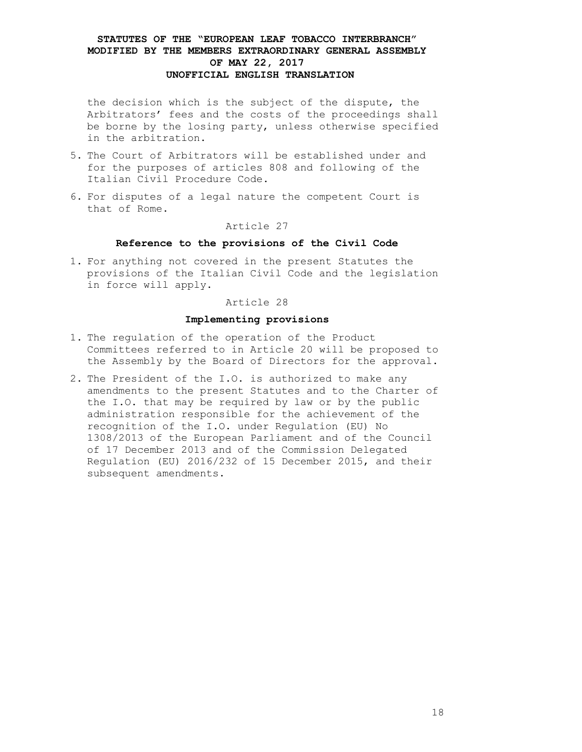the decision which is the subject of the dispute, the Arbitrators' fees and the costs of the proceedings shall be borne by the losing party, unless otherwise specified in the arbitration.

5. The Court of Arbitrators will be established under and for the purposes of articles 808 and following of the Italian Civil Procedure Code.

6. For disputes of a legal nature the competent Court is that of Rome.

Article 27

**Reference to the provisions of the Civil Code**

1. For anything not covered in the present Statutes the provisions of the Italian Civil Code and the legislation in force will apply.

Article 28

**Implementing provisions**

1. The regulation of the operation of the Product Committees referred to in Article 20 will be proposed to the Assembly by the Board of Directors for the approval.

2. The President of the I.O. is authorized to make any amendments to the present Statutes and to the Charter of the I.O. that may be required by law or by the public administration responsible for the achievement of the recognition of the I.O. under Regulation (EU) No 1308/2013 of the European Parliament and of the Council of 17 December 2013 and of the Commission Delegated Regulation (EU) 2016/232 of 15 December 2015, and their subsequent amendments.